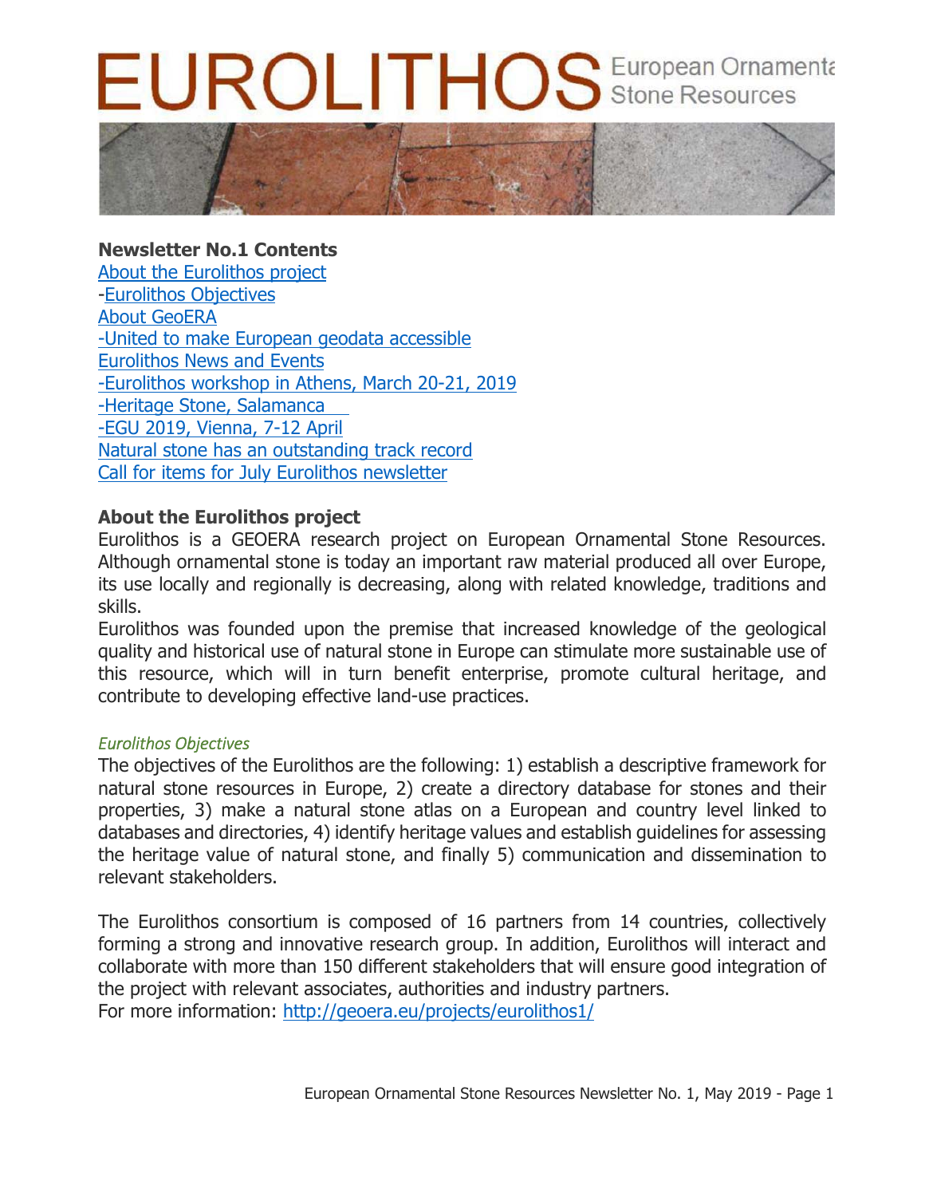# EUROLITHOS European Ornamental Stone Resources

**Newsletter No.1 Contents**

[About the Eurolithos project](#)
-[Eurolithos Objectives](#)
[About GeoERA](#)
[-United to make European geodata accessible](#)
[Eurolithos News and Events](#)
[-Eurolithos workshop in Athens, March 20-21, 2019](#)
[-Heritage Stone, Salamanca](#)
[-EGU 2019, Vienna, 7-12 April](#)
[Natural stone has an outstanding track record](#)
[Call for items for July Eurolithos newsletter](#)

## About the Eurolithos project

Eurolithos is a GEOERA research project on European Ornamental Stone Resources. Although ornamental stone is today an important raw material produced all over Europe, its use locally and regionally is decreasing, along with related knowledge, traditions and skills.

Eurolithos was founded upon the premise that increased knowledge of the geological quality and historical use of natural stone in Europe can stimulate more sustainable use of this resource, which will in turn benefit enterprise, promote cultural heritage, and contribute to developing effective land-use practices.

### *Eurolithos Objectives*

The objectives of the Eurolithos are the following: 1) establish a descriptive framework for natural stone resources in Europe, 2) create a directory database for stones and their properties, 3) make a natural stone atlas on a European and country level linked to databases and directories, 4) identify heritage values and establish guidelines for assessing the heritage value of natural stone, and finally 5) communication and dissemination to relevant stakeholders.

The Eurolithos consortium is composed of 16 partners from 14 countries, collectively forming a strong and innovative research group. In addition, Eurolithos will interact and collaborate with more than 150 different stakeholders that will ensure good integration of the project with relevant associates, authorities and industry partners.

For more information: [http://geoera.eu/projects/eurolithos1/](http://geoera.eu/projects/eurolithos1/)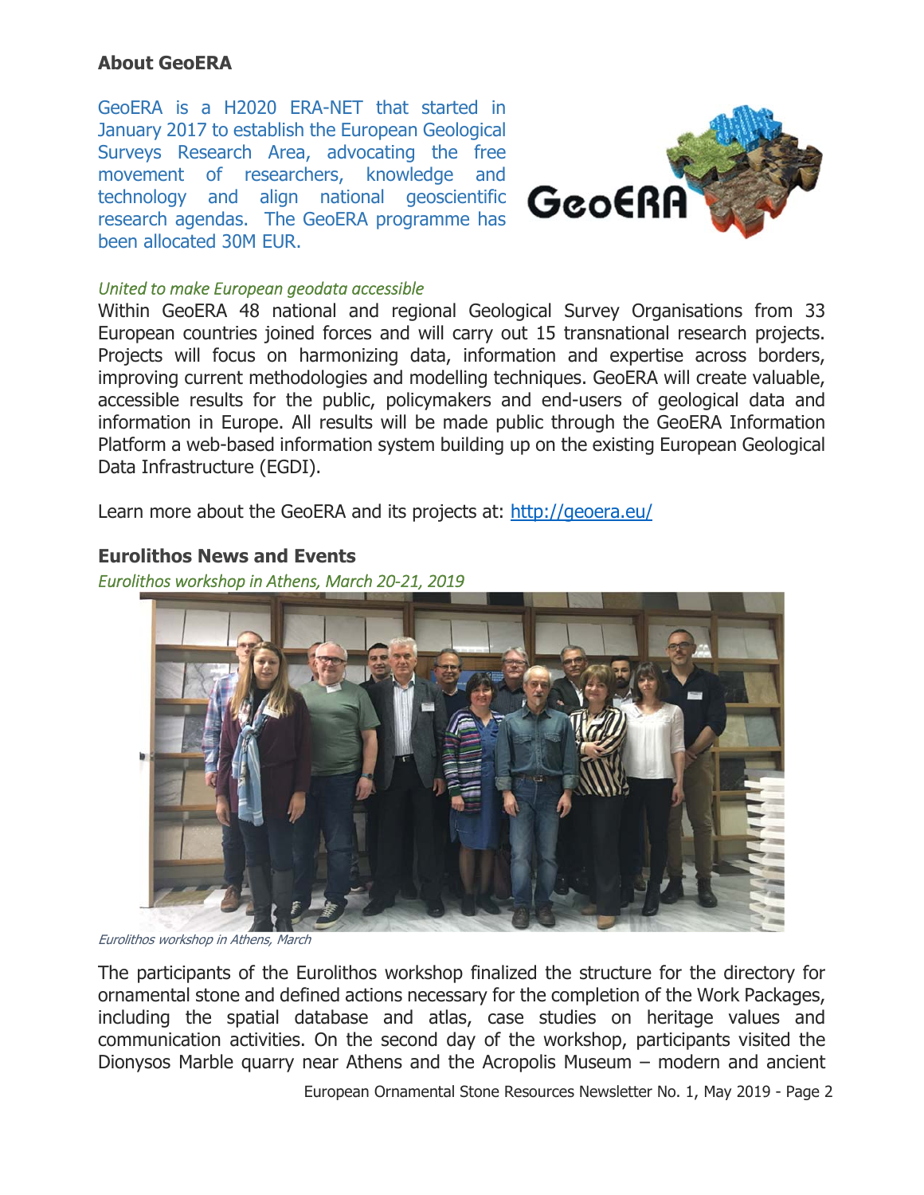## About GeoERA

GeoERA is a H2020 ERA-NET that started in January 2017 to establish the European Geological Surveys Research Area, advocating the free movement of researchers, knowledge and technology and align national geoscientific research agendas. The GeoERA programme has been allocated 30M EUR.

*United to make European geodata accessible*

Within GeoERA 48 national and regional Geological Survey Organisations from 33 European countries joined forces and will carry out 15 transnational research projects. Projects will focus on harmonizing data, information and expertise across borders, improving current methodologies and modelling techniques. GeoERA will create valuable, accessible results for the public, policymakers and end-users of geological data and information in Europe. All results will be made public through the GeoERA Information Platform a web-based information system building up on the existing European Geological Data Infrastructure (EGDI).

Learn more about the GeoERA and its projects at: [http://geoera.eu/](http://geoera.eu/)

## Eurolithos News and Events

*Eurolithos workshop in Athens, March 20-21, 2019*

*Eurolithos workshop in Athens, March*

The participants of the Eurolithos workshop finalized the structure for the directory for ornamental stone and defined actions necessary for the completion of the Work Packages, including the spatial database and atlas, case studies on heritage values and communication activities. On the second day of the workshop, participants visited the Dionysos Marble quarry near Athens and the Acropolis Museum – modern and ancient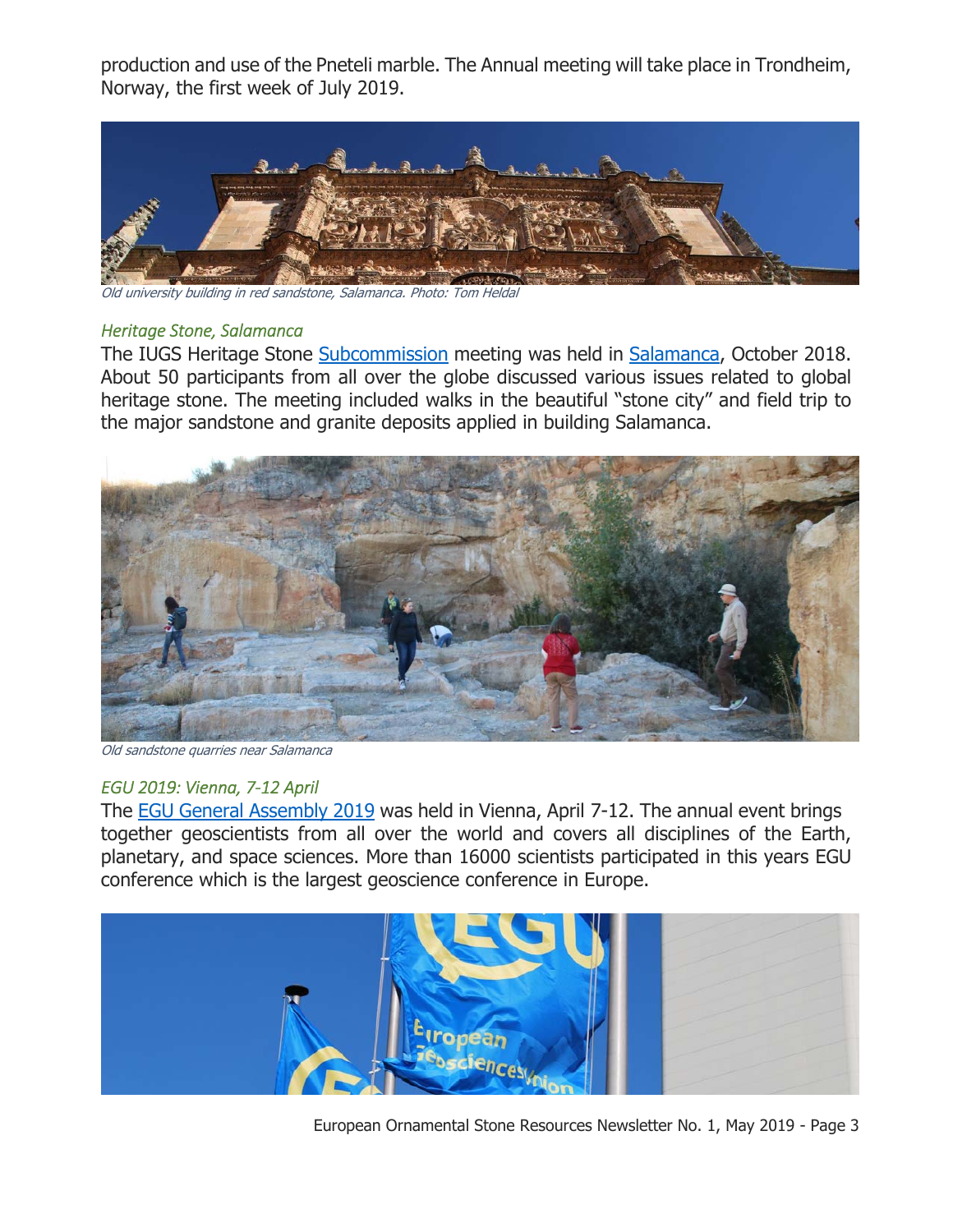production and use of the Pneteli marble. The Annual meeting will take place in Trondheim, Norway, the first week of July 2019.

*Old university building in red sandstone, Salamanca. Photo: Tom Heldal*

### *Heritage Stone, Salamanca*

The IUGS Heritage Stone Subcommission meeting was held in Salamanca, October 2018. About 50 participants from all over the globe discussed various issues related to global heritage stone. The meeting included walks in the beautiful "stone city" and field trip to the major sandstone and granite deposits applied in building Salamanca.

*Old sandstone quarries near Salamanca*

### *EGU 2019: Vienna, 7-12 April*

The EGU General Assembly 2019 was held in Vienna, April 7-12. The annual event brings together geoscientists from all over the world and covers all disciplines of the Earth, planetary, and space sciences. More than 16000 scientists participated in this years EGU conference which is the largest geoscience conference in Europe.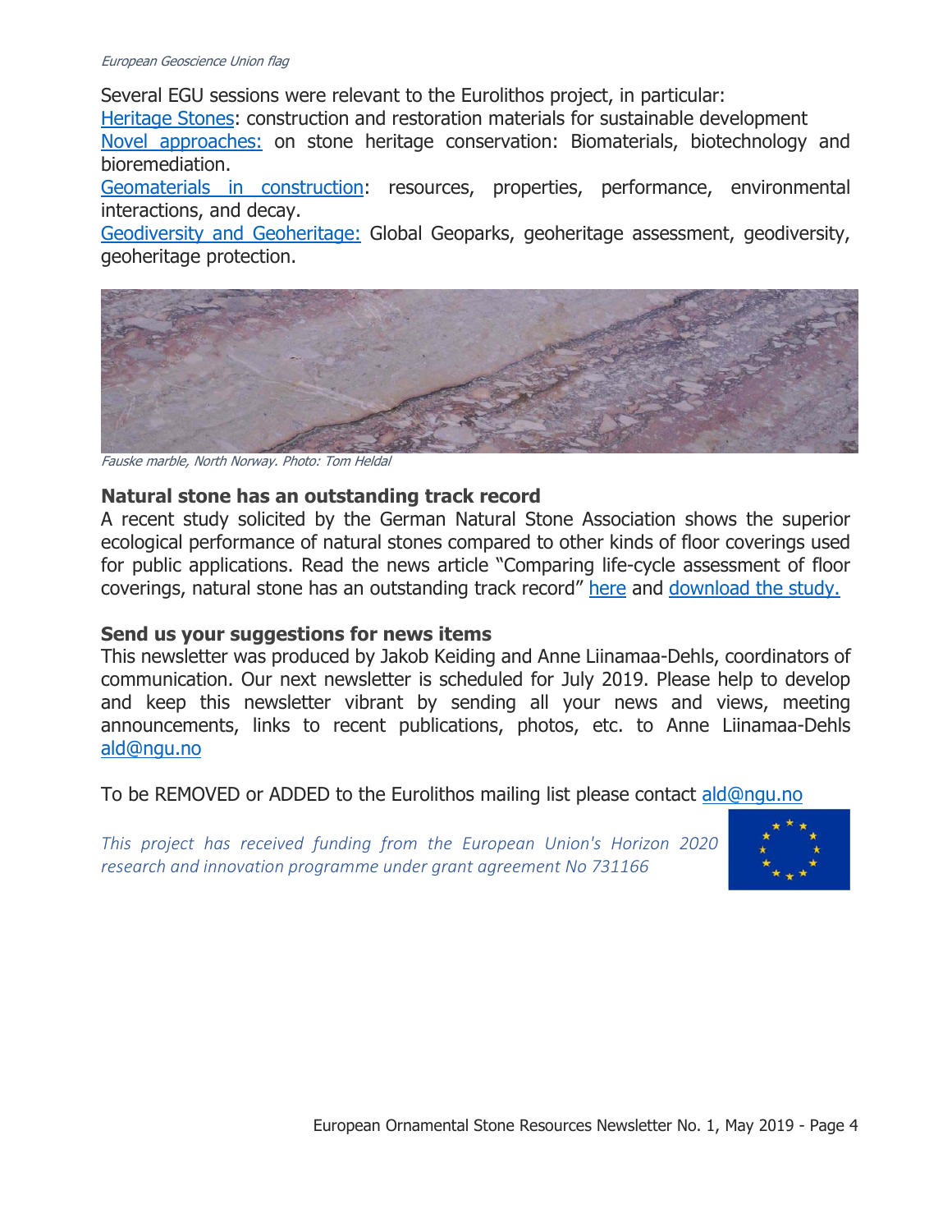*European Geoscience Union flag*

Several EGU sessions were relevant to the Eurolithos project, in particular:

Heritage Stones: construction and restoration materials for sustainable development

Novel approaches: on stone heritage conservation: Biomaterials, biotechnology and bioremediation.

Geomaterials in construction: resources, properties, performance, environmental interactions, and decay.

Geodiversity and Geoheritage: Global Geoparks, geoheritage assessment, geodiversity, geoheritage protection.

*Fauske marble, North Norway. Photo: Tom Heldal*

### Natural stone has an outstanding track record

A recent study solicited by the German Natural Stone Association shows the superior ecological performance of natural stones compared to other kinds of floor coverings used for public applications. Read the news article "Comparing life-cycle assessment of floor coverings, natural stone has an outstanding track record" here and download the study.

### Send us your suggestions for news items

This newsletter was produced by Jakob Keiding and Anne Liinamaa-Dehls, coordinators of communication. Our next newsletter is scheduled for July 2019. Please help to develop and keep this newsletter vibrant by sending all your news and views, meeting announcements, links to recent publications, photos, etc. to Anne Liinamaa-Dehls ald@ngu.no

To be REMOVED or ADDED to the Eurolithos mailing list please contact ald@ngu.no

*This project has received funding from the European Union's Horizon 2020 research and innovation programme under grant agreement No 731166*